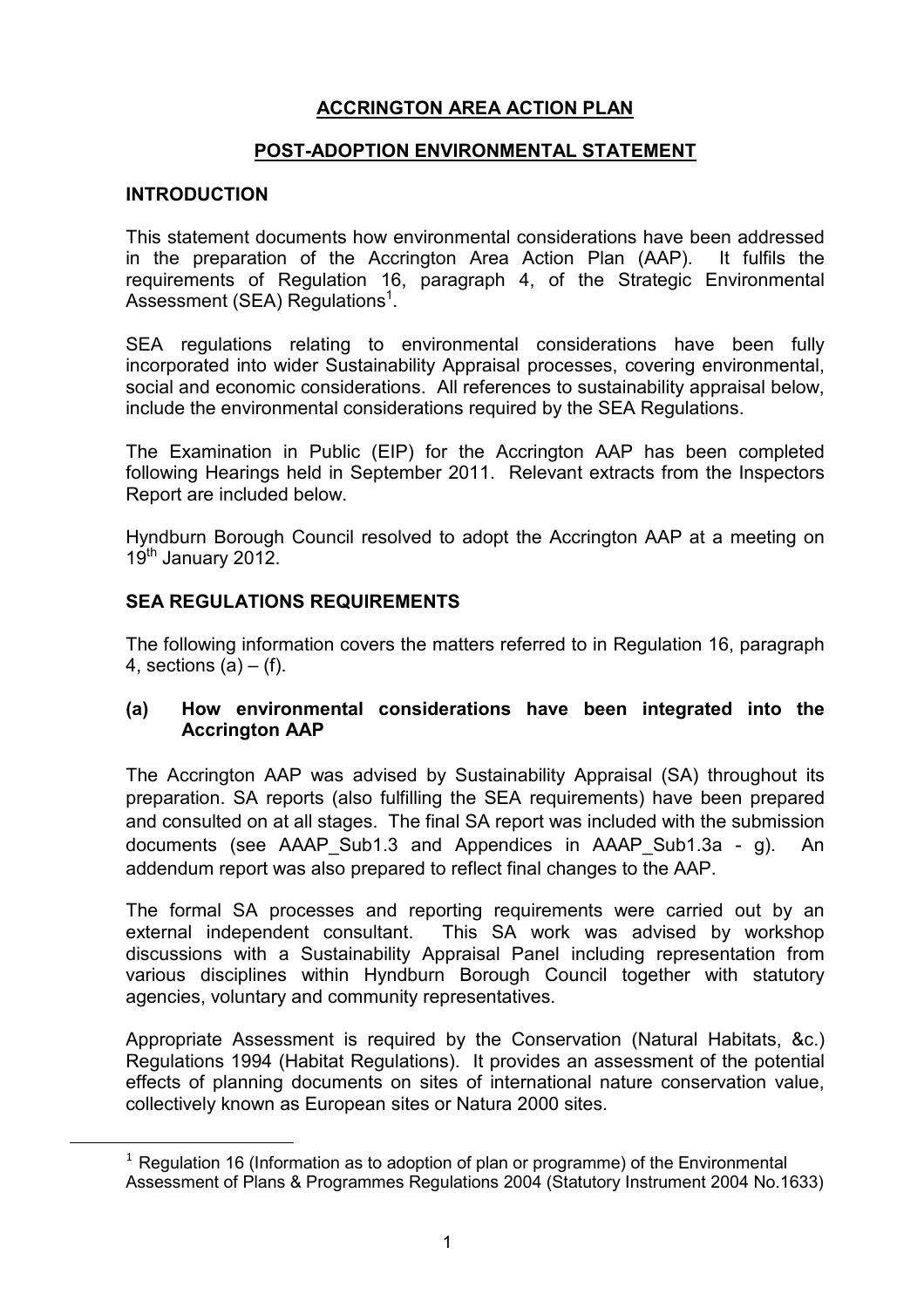# ACCRINGTON AREA ACTION PLAN

## POST-ADOPTION ENVIRONMENTAL STATEMENT

### INTRODUCTION

This statement documents how environmental considerations have been addressed in the preparation of the Accrington Area Action Plan (AAP). It fulfils the requirements of Regulation 16, paragraph 4, of the Strategic Environmental Assessment (SEA) Regulations[1].

SEA regulations relating to environmental considerations have been fully incorporated into wider Sustainability Appraisal processes, covering environmental, social and economic considerations. All references to sustainability appraisal below, include the environmental considerations required by the SEA Regulations.

The Examination in Public (EIP) for the Accrington AAP has been completed following Hearings held in September 2011. Relevant extracts from the Inspectors Report are included below.

Hyndburn Borough Council resolved to adopt the Accrington AAP at a meeting on 19th January 2012.

### SEA REGULATIONS REQUIREMENTS

The following information covers the matters referred to in Regulation 16, paragraph 4, sections (a) – (f).

#### (a) How environmental considerations have been integrated into the Accrington AAP

The Accrington AAP was advised by Sustainability Appraisal (SA) throughout its preparation. SA reports (also fulfilling the SEA requirements) have been prepared and consulted on at all stages. The final SA report was included with the submission documents (see AAAP_Sub1.3 and Appendices in AAAP_Sub1.3a - g). An addendum report was also prepared to reflect final changes to the AAP.

The formal SA processes and reporting requirements were carried out by an external independent consultant. This SA work was advised by workshop discussions with a Sustainability Appraisal Panel including representation from various disciplines within Hyndburn Borough Council together with statutory agencies, voluntary and community representatives.

Appropriate Assessment is required by the Conservation (Natural Habitats, &c.) Regulations 1994 (Habitat Regulations). It provides an assessment of the potential effects of planning documents on sites of international nature conservation value, collectively known as European sites or Natura 2000 sites.

---

[1] Regulation 16 (Information as to adoption of plan or programme) of the Environmental Assessment of Plans & Programmes Regulations 2004 (Statutory Instrument 2004 No.1633)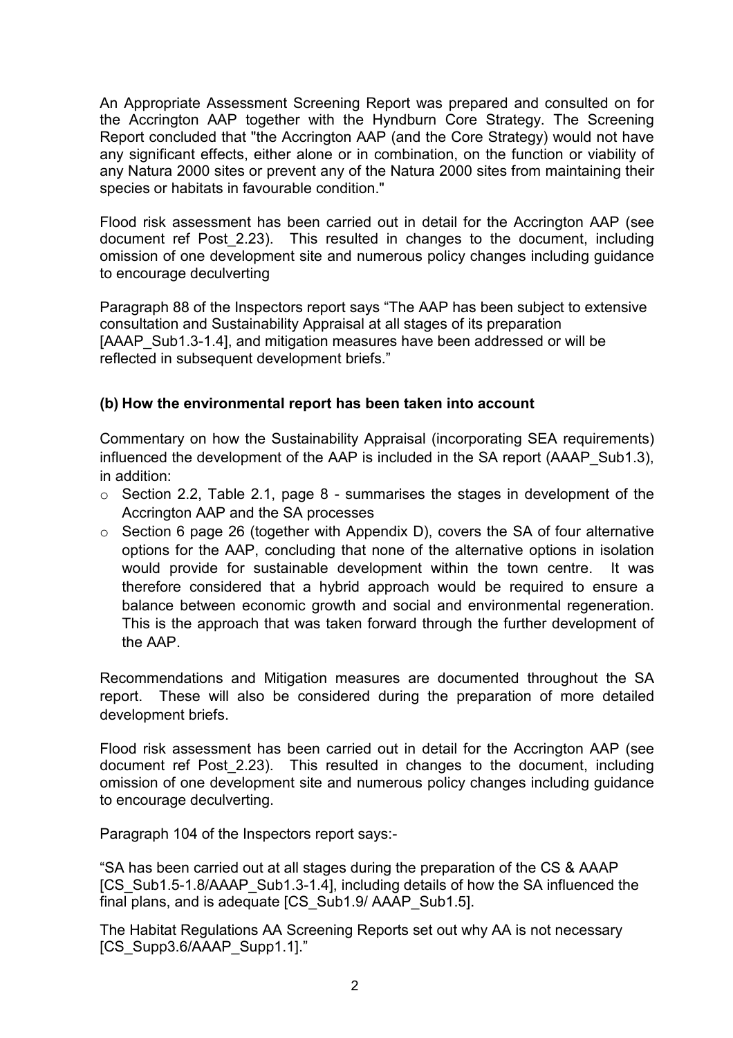An Appropriate Assessment Screening Report was prepared and consulted on for the Accrington AAP together with the Hyndburn Core Strategy. The Screening Report concluded that "the Accrington AAP (and the Core Strategy) would not have any significant effects, either alone or in combination, on the function or viability of any Natura 2000 sites or prevent any of the Natura 2000 sites from maintaining their species or habitats in favourable condition."

Flood risk assessment has been carried out in detail for the Accrington AAP (see document ref Post_2.23). This resulted in changes to the document, including omission of one development site and numerous policy changes including guidance to encourage deculverting

Paragraph 88 of the Inspectors report says "The AAP has been subject to extensive consultation and Sustainability Appraisal at all stages of its preparation [AAAP_Sub1.3-1.4], and mitigation measures have been addressed or will be reflected in subsequent development briefs."

### (b) How the environmental report has been taken into account

Commentary on how the Sustainability Appraisal (incorporating SEA requirements) influenced the development of the AAP is included in the SA report (AAAP_Sub1.3), in addition:

- Section 2.2, Table 2.1, page 8 - summarises the stages in development of the Accrington AAP and the SA processes
- Section 6 page 26 (together with Appendix D), covers the SA of four alternative options for the AAP, concluding that none of the alternative options in isolation would provide for sustainable development within the town centre. It was therefore considered that a hybrid approach would be required to ensure a balance between economic growth and social and environmental regeneration. This is the approach that was taken forward through the further development of the AAP.

Recommendations and Mitigation measures are documented throughout the SA report. These will also be considered during the preparation of more detailed development briefs.

Flood risk assessment has been carried out in detail for the Accrington AAP (see document ref Post_2.23). This resulted in changes to the document, including omission of one development site and numerous policy changes including guidance to encourage deculverting.

Paragraph 104 of the Inspectors report says:-

"SA has been carried out at all stages during the preparation of the CS & AAAP [CS_Sub1.5-1.8/AAAP_Sub1.3-1.4], including details of how the SA influenced the final plans, and is adequate [CS_Sub1.9/ AAAP_Sub1.5].

The Habitat Regulations AA Screening Reports set out why AA is not necessary [CS_Supp3.6/AAAP_Supp1.1]."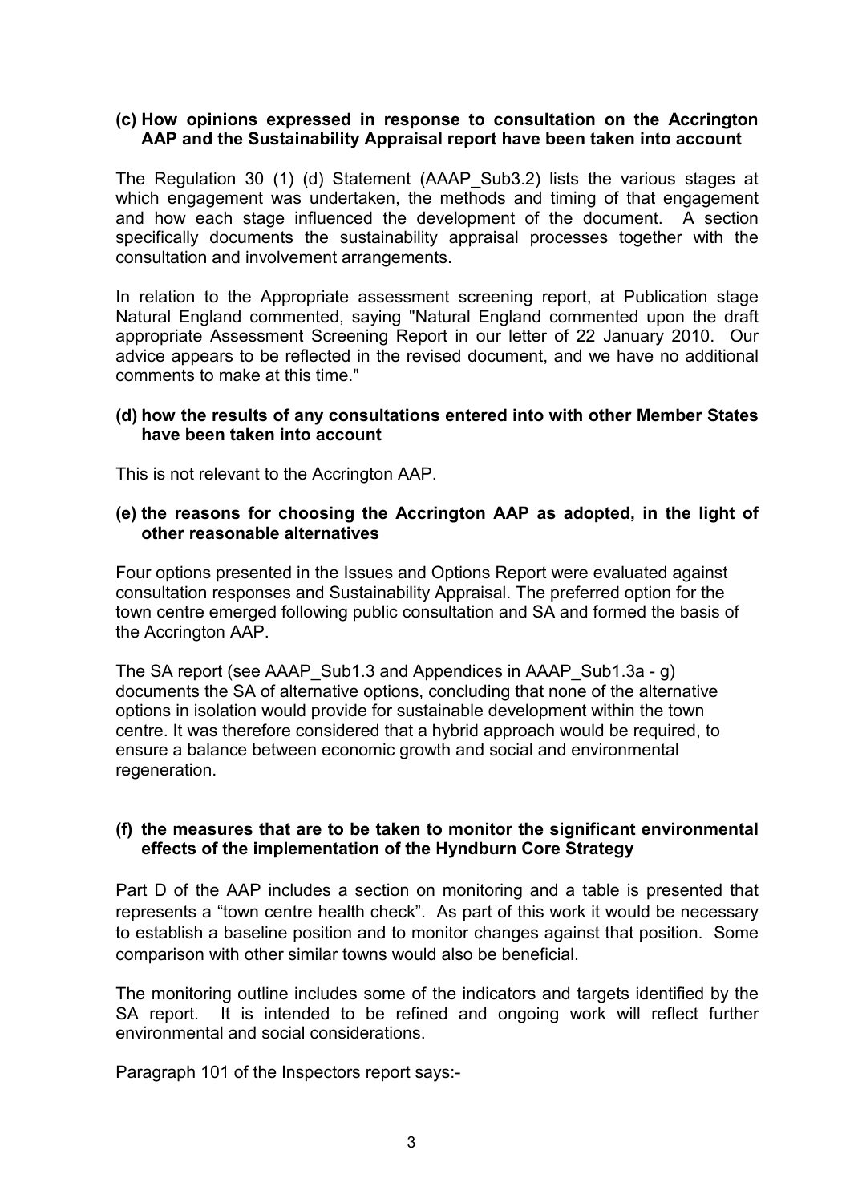**(c) How opinions expressed in response to consultation on the Accrington AAP and the Sustainability Appraisal report have been taken into account**

The Regulation 30 (1) (d) Statement (AAAP_Sub3.2) lists the various stages at which engagement was undertaken, the methods and timing of that engagement and how each stage influenced the development of the document. A section specifically documents the sustainability appraisal processes together with the consultation and involvement arrangements.

In relation to the Appropriate assessment screening report, at Publication stage Natural England commented, saying "Natural England commented upon the draft appropriate Assessment Screening Report in our letter of 22 January 2010. Our advice appears to be reflected in the revised document, and we have no additional comments to make at this time."

**(d) how the results of any consultations entered into with other Member States have been taken into account**

This is not relevant to the Accrington AAP.

**(e) the reasons for choosing the Accrington AAP as adopted, in the light of other reasonable alternatives**

Four options presented in the Issues and Options Report were evaluated against consultation responses and Sustainability Appraisal. The preferred option for the town centre emerged following public consultation and SA and formed the basis of the Accrington AAP.

The SA report (see AAAP_Sub1.3 and Appendices in AAAP_Sub1.3a - g) documents the SA of alternative options, concluding that none of the alternative options in isolation would provide for sustainable development within the town centre. It was therefore considered that a hybrid approach would be required, to ensure a balance between economic growth and social and environmental regeneration.

**(f) the measures that are to be taken to monitor the significant environmental effects of the implementation of the Hyndburn Core Strategy**

Part D of the AAP includes a section on monitoring and a table is presented that represents a "town centre health check". As part of this work it would be necessary to establish a baseline position and to monitor changes against that position. Some comparison with other similar towns would also be beneficial.

The monitoring outline includes some of the indicators and targets identified by the SA report. It is intended to be refined and ongoing work will reflect further environmental and social considerations.

Paragraph 101 of the Inspectors report says:-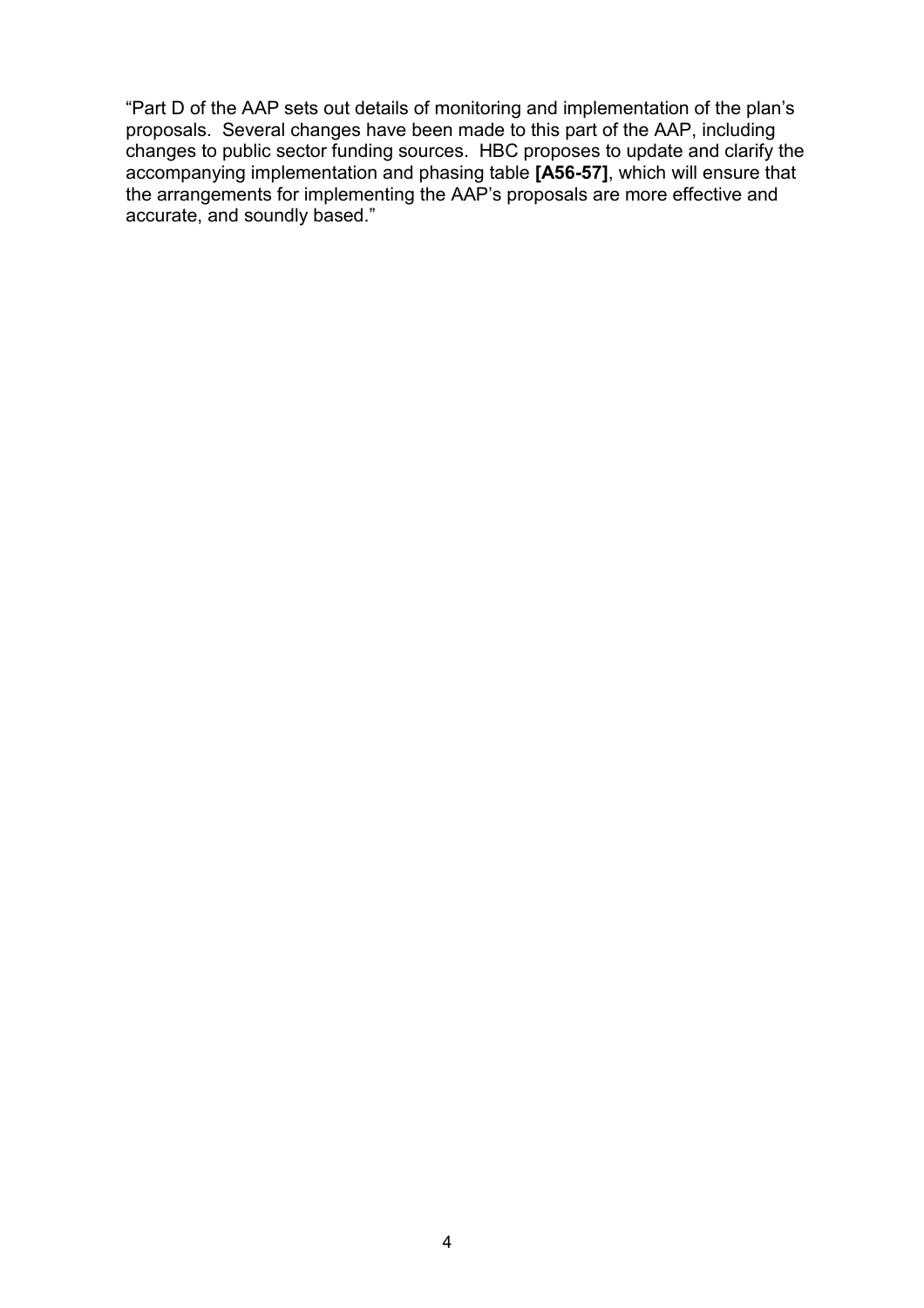"Part D of the AAP sets out details of monitoring and implementation of the plan's proposals. Several changes have been made to this part of the AAP, including changes to public sector funding sources. HBC proposes to update and clarify the accompanying implementation and phasing table **[A56-57]**, which will ensure that the arrangements for implementing the AAP's proposals are more effective and accurate, and soundly based."